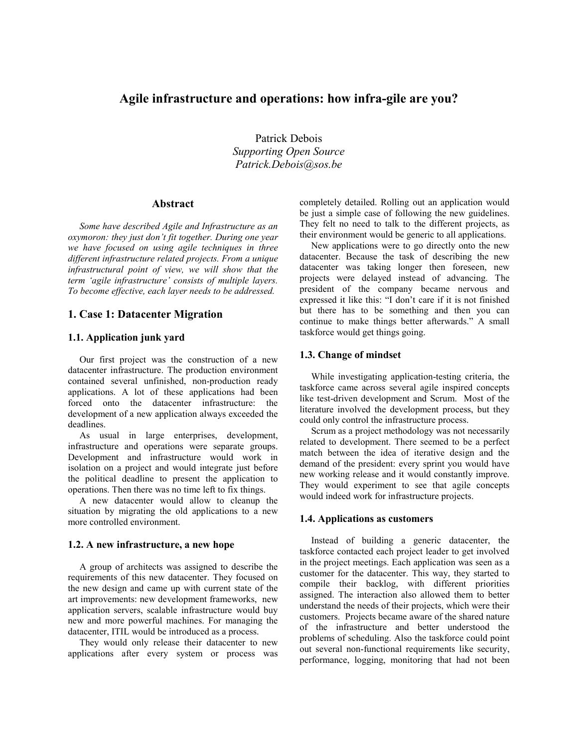# Agile infrastructure and operations: how infra-gile are you?

Patrick Debois
*Supporting Open Source*
*Patrick.Debois@sos.be*

## Abstract

*Some have described Agile and Infrastructure as an oxymoron: they just don't fit together. During one year we have focused on using agile techniques in three different infrastructure related projects. From a unique infrastructural point of view, we will show that the term 'agile infrastructure' consists of multiple layers. To become effective, each layer needs to be addressed.*

## 1. Case 1: Datacenter Migration

### 1.1. Application junk yard

Our first project was the construction of a new datacenter infrastructure. The production environment contained several unfinished, non-production ready applications. A lot of these applications had been forced onto the datacenter infrastructure: the development of a new application always exceeded the deadlines.

As usual in large enterprises, development, infrastructure and operations were separate groups. Development and infrastructure would work in isolation on a project and would integrate just before the political deadline to present the application to operations. Then there was no time left to fix things.

A new datacenter would allow to cleanup the situation by migrating the old applications to a new more controlled environment.

### 1.2. A new infrastructure, a new hope

A group of architects was assigned to describe the requirements of this new datacenter. They focused on the new design and came up with current state of the art improvements: new development frameworks, new application servers, scalable infrastructure would buy new and more powerful machines. For managing the datacenter, ITIL would be introduced as a process.

They would only release their datacenter to new applications after every system or process was completely detailed. Rolling out an application would be just a simple case of following the new guidelines. They felt no need to talk to the different projects, as their environment would be generic to all applications.

New applications were to go directly onto the new datacenter. Because the task of describing the new datacenter was taking longer then foreseen, new projects were delayed instead of advancing. The president of the company became nervous and expressed it like this: "I don't care if it is not finished but there has to be something and then you can continue to make things better afterwards." A small taskforce would get things going.

### 1.3. Change of mindset

While investigating application-testing criteria, the taskforce came across several agile inspired concepts like test-driven development and Scrum. Most of the literature involved the development process, but they could only control the infrastructure process.

Scrum as a project methodology was not necessarily related to development. There seemed to be a perfect match between the idea of iterative design and the demand of the president: every sprint you would have new working release and it would constantly improve. They would experiment to see that agile concepts would indeed work for infrastructure projects.

### 1.4. Applications as customers

Instead of building a generic datacenter, the taskforce contacted each project leader to get involved in the project meetings. Each application was seen as a customer for the datacenter. This way, they started to compile their backlog, with different priorities assigned. The interaction also allowed them to better understand the needs of their projects, which were their customers. Projects became aware of the shared nature of the infrastructure and better understood the problems of scheduling. Also the taskforce could point out several non-functional requirements like security, performance, logging, monitoring that had not been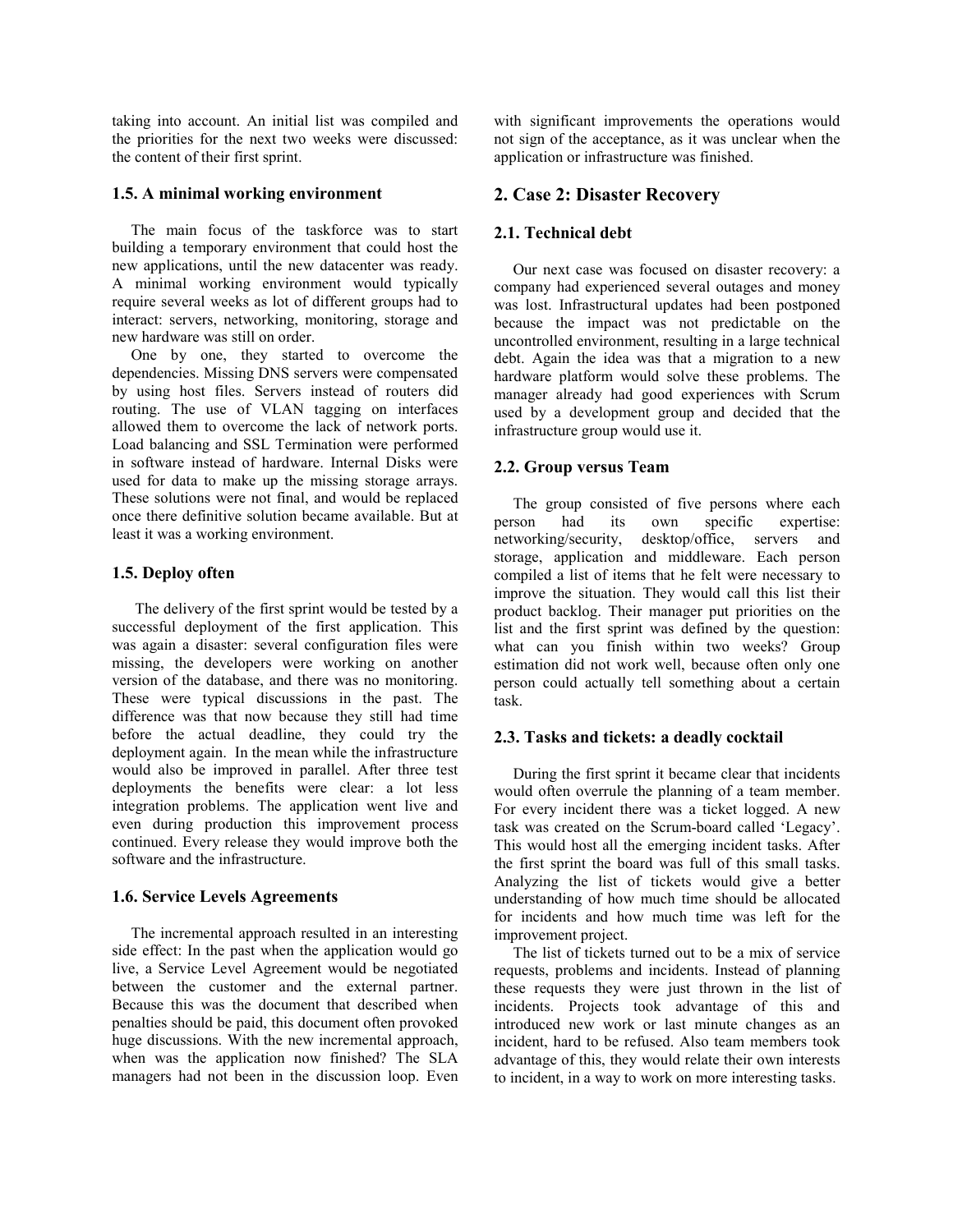taking into account. An initial list was compiled and the priorities for the next two weeks were discussed: the content of their first sprint.

### 1.5. A minimal working environment

The main focus of the taskforce was to start building a temporary environment that could host the new applications, until the new datacenter was ready. A minimal working environment would typically require several weeks as lot of different groups had to interact: servers, networking, monitoring, storage and new hardware was still on order.

One by one, they started to overcome the dependencies. Missing DNS servers were compensated by using host files. Servers instead of routers did routing. The use of VLAN tagging on interfaces allowed them to overcome the lack of network ports. Load balancing and SSL Termination were performed in software instead of hardware. Internal Disks were used for data to make up the missing storage arrays. These solutions were not final, and would be replaced once there definitive solution became available. But at least it was a working environment.

### 1.5. Deploy often

The delivery of the first sprint would be tested by a successful deployment of the first application. This was again a disaster: several configuration files were missing, the developers were working on another version of the database, and there was no monitoring. These were typical discussions in the past. The difference was that now because they still had time before the actual deadline, they could try the deployment again. In the mean while the infrastructure would also be improved in parallel. After three test deployments the benefits were clear: a lot less integration problems. The application went live and even during production this improvement process continued. Every release they would improve both the software and the infrastructure.

### 1.6. Service Levels Agreements

The incremental approach resulted in an interesting side effect: In the past when the application would go live, a Service Level Agreement would be negotiated between the customer and the external partner. Because this was the document that described when penalties should be paid, this document often provoked huge discussions. With the new incremental approach, when was the application now finished? The SLA managers had not been in the discussion loop. Even with significant improvements the operations would not sign of the acceptance, as it was unclear when the application or infrastructure was finished.

## 2. Case 2: Disaster Recovery

### 2.1. Technical debt

Our next case was focused on disaster recovery: a company had experienced several outages and money was lost. Infrastructural updates had been postponed because the impact was not predictable on the uncontrolled environment, resulting in a large technical debt. Again the idea was that a migration to a new hardware platform would solve these problems. The manager already had good experiences with Scrum used by a development group and decided that the infrastructure group would use it.

### 2.2. Group versus Team

The group consisted of five persons where each person had its own specific expertise: networking/security, desktop/office, servers and storage, application and middleware. Each person compiled a list of items that he felt were necessary to improve the situation. They would call this list their product backlog. Their manager put priorities on the list and the first sprint was defined by the question: what can you finish within two weeks? Group estimation did not work well, because often only one person could actually tell something about a certain task.

### 2.3. Tasks and tickets: a deadly cocktail

During the first sprint it became clear that incidents would often overrule the planning of a team member. For every incident there was a ticket logged. A new task was created on the Scrum-board called 'Legacy'. This would host all the emerging incident tasks. After the first sprint the board was full of this small tasks. Analyzing the list of tickets would give a better understanding of how much time should be allocated for incidents and how much time was left for the improvement project.

The list of tickets turned out to be a mix of service requests, problems and incidents. Instead of planning these requests they were just thrown in the list of incidents. Projects took advantage of this and introduced new work or last minute changes as an incident, hard to be refused. Also team members took advantage of this, they would relate their own interests to incident, in a way to work on more interesting tasks.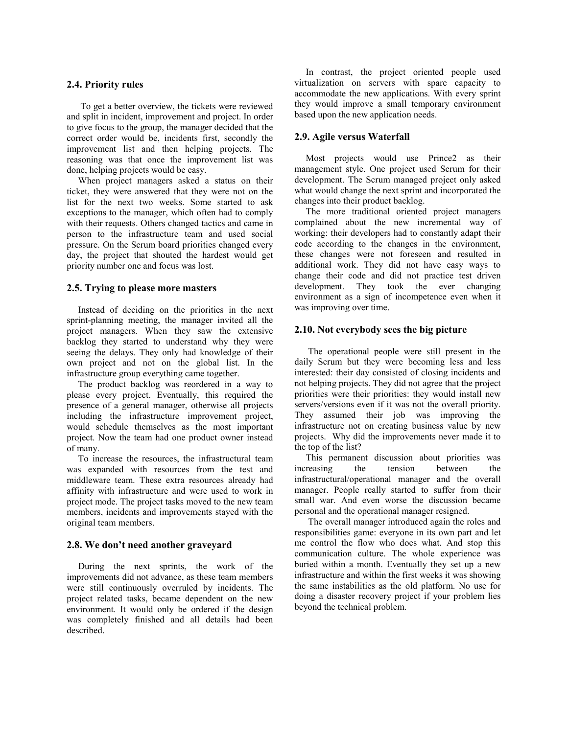## 2.4. Priority rules

To get a better overview, the tickets were reviewed and split in incident, improvement and project. In order to give focus to the group, the manager decided that the correct order would be, incidents first, secondly the improvement list and then helping projects. The reasoning was that once the improvement list was done, helping projects would be easy.

When project managers asked a status on their ticket, they were answered that they were not on the list for the next two weeks. Some started to ask exceptions to the manager, which often had to comply with their requests. Others changed tactics and came in person to the infrastructure team and used social pressure. On the Scrum board priorities changed every day, the project that shouted the hardest would get priority number one and focus was lost.

## 2.5. Trying to please more masters

Instead of deciding on the priorities in the next sprint-planning meeting, the manager invited all the project managers. When they saw the extensive backlog they started to understand why they were seeing the delays. They only had knowledge of their own project and not on the global list. In the infrastructure group everything came together.

The product backlog was reordered in a way to please every project. Eventually, this required the presence of a general manager, otherwise all projects including the infrastructure improvement project, would schedule themselves as the most important project. Now the team had one product owner instead of many.

To increase the resources, the infrastructural team was expanded with resources from the test and middleware team. These extra resources already had affinity with infrastructure and were used to work in project mode. The project tasks moved to the new team members, incidents and improvements stayed with the original team members.

## 2.8. We don't need another graveyard

During the next sprints, the work of the improvements did not advance, as these team members were still continuously overruled by incidents. The project related tasks, became dependent on the new environment. It would only be ordered if the design was completely finished and all details had been described.

In contrast, the project oriented people used virtualization on servers with spare capacity to accommodate the new applications. With every sprint they would improve a small temporary environment based upon the new application needs.

## 2.9. Agile versus Waterfall

Most projects would use Prince2 as their management style. One project used Scrum for their development. The Scrum managed project only asked what would change the next sprint and incorporated the changes into their product backlog.

The more traditional oriented project managers complained about the new incremental way of working: their developers had to constantly adapt their code according to the changes in the environment, these changes were not foreseen and resulted in additional work. They did not have easy ways to change their code and did not practice test driven development. They took the ever changing environment as a sign of incompetence even when it was improving over time.

## 2.10. Not everybody sees the big picture

The operational people were still present in the daily Scrum but they were becoming less and less interested: their day consisted of closing incidents and not helping projects. They did not agree that the project priorities were their priorities: they would install new servers/versions even if it was not the overall priority. They assumed their job was improving the infrastructure not on creating business value by new projects. Why did the improvements never made it to the top of the list?

This permanent discussion about priorities was increasing the tension between the infrastructural/operational manager and the overall manager. People really started to suffer from their small war. And even worse the discussion became personal and the operational manager resigned.

The overall manager introduced again the roles and responsibilities game: everyone in its own part and let me control the flow who does what. And stop this communication culture. The whole experience was buried within a month. Eventually they set up a new infrastructure and within the first weeks it was showing the same instabilities as the old platform. No use for doing a disaster recovery project if your problem lies beyond the technical problem.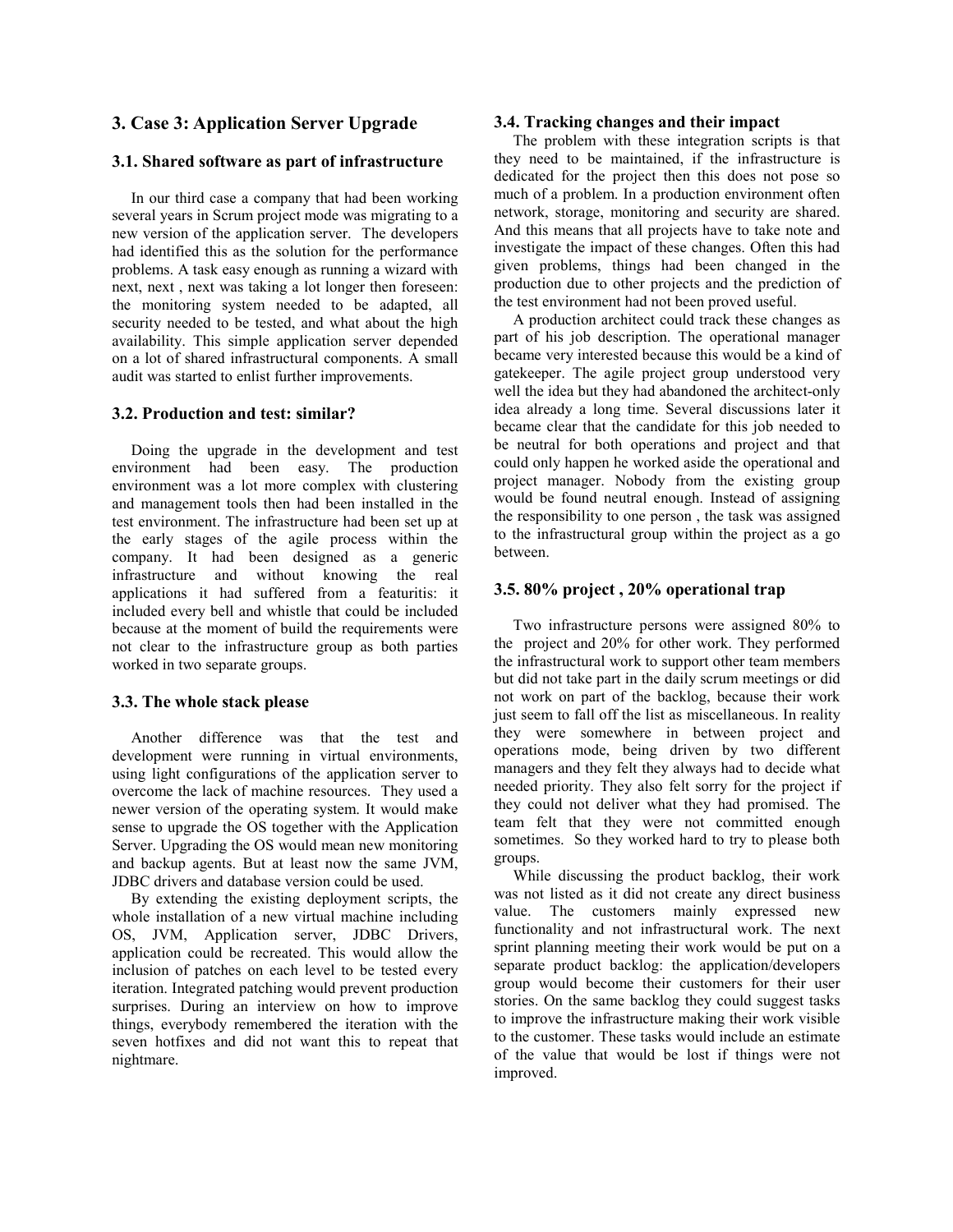## 3. Case 3: Application Server Upgrade

### 3.1. Shared software as part of infrastructure

In our third case a company that had been working several years in Scrum project mode was migrating to a new version of the application server. The developers had identified this as the solution for the performance problems. A task easy enough as running a wizard with next, next , next was taking a lot longer then foreseen: the monitoring system needed to be adapted, all security needed to be tested, and what about the high availability. This simple application server depended on a lot of shared infrastructural components. A small audit was started to enlist further improvements.

### 3.2. Production and test: similar?

Doing the upgrade in the development and test environment had been easy. The production environment was a lot more complex with clustering and management tools then had been installed in the test environment. The infrastructure had been set up at the early stages of the agile process within the company. It had been designed as a generic infrastructure and without knowing the real applications it had suffered from a featuritis: it included every bell and whistle that could be included because at the moment of build the requirements were not clear to the infrastructure group as both parties worked in two separate groups.

### 3.3. The whole stack please

Another difference was that the test and development were running in virtual environments, using light configurations of the application server to overcome the lack of machine resources. They used a newer version of the operating system. It would make sense to upgrade the OS together with the Application Server. Upgrading the OS would mean new monitoring and backup agents. But at least now the same JVM, JDBC drivers and database version could be used.

By extending the existing deployment scripts, the whole installation of a new virtual machine including OS, JVM, Application server, JDBC Drivers, application could be recreated. This would allow the inclusion of patches on each level to be tested every iteration. Integrated patching would prevent production surprises. During an interview on how to improve things, everybody remembered the iteration with the seven hotfixes and did not want this to repeat that nightmare.

### 3.4. Tracking changes and their impact

The problem with these integration scripts is that they need to be maintained, if the infrastructure is dedicated for the project then this does not pose so much of a problem. In a production environment often network, storage, monitoring and security are shared. And this means that all projects have to take note and investigate the impact of these changes. Often this had given problems, things had been changed in the production due to other projects and the prediction of the test environment had not been proved useful.

A production architect could track these changes as part of his job description. The operational manager became very interested because this would be a kind of gatekeeper. The agile project group understood very well the idea but they had abandoned the architect-only idea already a long time. Several discussions later it became clear that the candidate for this job needed to be neutral for both operations and project and that could only happen he worked aside the operational and project manager. Nobody from the existing group would be found neutral enough. Instead of assigning the responsibility to one person , the task was assigned to the infrastructural group within the project as a go between.

### 3.5. 80% project , 20% operational trap

Two infrastructure persons were assigned 80% to the project and 20% for other work. They performed the infrastructural work to support other team members but did not take part in the daily scrum meetings or did not work on part of the backlog, because their work just seem to fall off the list as miscellaneous. In reality they were somewhere in between project and operations mode, being driven by two different managers and they felt they always had to decide what needed priority. They also felt sorry for the project if they could not deliver what they had promised. The team felt that they were not committed enough sometimes. So they worked hard to try to please both groups.

While discussing the product backlog, their work was not listed as it did not create any direct business value. The customers mainly expressed new functionality and not infrastructural work. The next sprint planning meeting their work would be put on a separate product backlog: the application/developers group would become their customers for their user stories. On the same backlog they could suggest tasks to improve the infrastructure making their work visible to the customer. These tasks would include an estimate of the value that would be lost if things were not improved.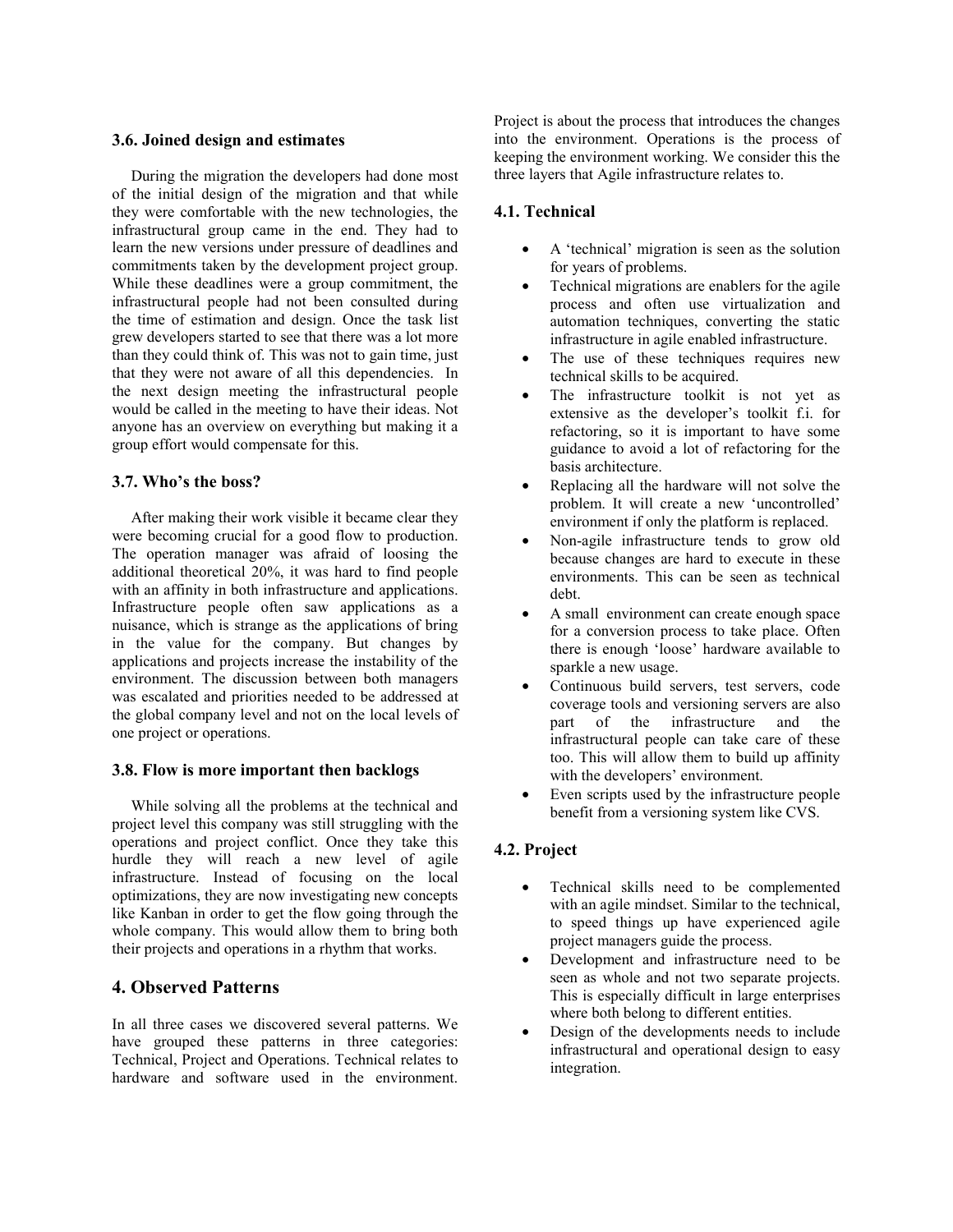### 3.6. Joined design and estimates

During the migration the developers had done most of the initial design of the migration and that while they were comfortable with the new technologies, the infrastructural group came in the end. They had to learn the new versions under pressure of deadlines and commitments taken by the development project group. While these deadlines were a group commitment, the infrastructural people had not been consulted during the time of estimation and design. Once the task list grew developers started to see that there was a lot more than they could think of. This was not to gain time, just that they were not aware of all this dependencies. In the next design meeting the infrastructural people would be called in the meeting to have their ideas. Not anyone has an overview on everything but making it a group effort would compensate for this.

### 3.7. Who's the boss?

After making their work visible it became clear they were becoming crucial for a good flow to production. The operation manager was afraid of loosing the additional theoretical 20%, it was hard to find people with an affinity in both infrastructure and applications. Infrastructure people often saw applications as a nuisance, which is strange as the applications of bring in the value for the company. But changes by applications and projects increase the instability of the environment. The discussion between both managers was escalated and priorities needed to be addressed at the global company level and not on the local levels of one project or operations.

### 3.8. Flow is more important then backlogs

While solving all the problems at the technical and project level this company was still struggling with the operations and project conflict. Once they take this hurdle they will reach a new level of agile infrastructure. Instead of focusing on the local optimizations, they are now investigating new concepts like Kanban in order to get the flow going through the whole company. This would allow them to bring both their projects and operations in a rhythm that works.

## 4. Observed Patterns

In all three cases we discovered several patterns. We have grouped these patterns in three categories: Technical, Project and Operations. Technical relates to hardware and software used in the environment. Project is about the process that introduces the changes into the environment. Operations is the process of keeping the environment working. We consider this the three layers that Agile infrastructure relates to.

### 4.1. Technical

- A 'technical' migration is seen as the solution for years of problems.
- Technical migrations are enablers for the agile process and often use virtualization and automation techniques, converting the static infrastructure in agile enabled infrastructure.
- The use of these techniques requires new technical skills to be acquired.
- The infrastructure toolkit is not yet as extensive as the developer's toolkit f.i. for refactoring, so it is important to have some guidance to avoid a lot of refactoring for the basis architecture.
- Replacing all the hardware will not solve the problem. It will create a new 'uncontrolled' environment if only the platform is replaced.
- Non-agile infrastructure tends to grow old because changes are hard to execute in these environments. This can be seen as technical debt.
- A small environment can create enough space for a conversion process to take place. Often there is enough 'loose' hardware available to sparkle a new usage.
- Continuous build servers, test servers, code coverage tools and versioning servers are also part of the infrastructure and the infrastructural people can take care of these too. This will allow them to build up affinity with the developers' environment.
- Even scripts used by the infrastructure people benefit from a versioning system like CVS.

### 4.2. Project

- Technical skills need to be complemented with an agile mindset. Similar to the technical, to speed things up have experienced agile project managers guide the process.
- Development and infrastructure need to be seen as whole and not two separate projects. This is especially difficult in large enterprises where both belong to different entities.
- Design of the developments needs to include infrastructural and operational design to easy integration.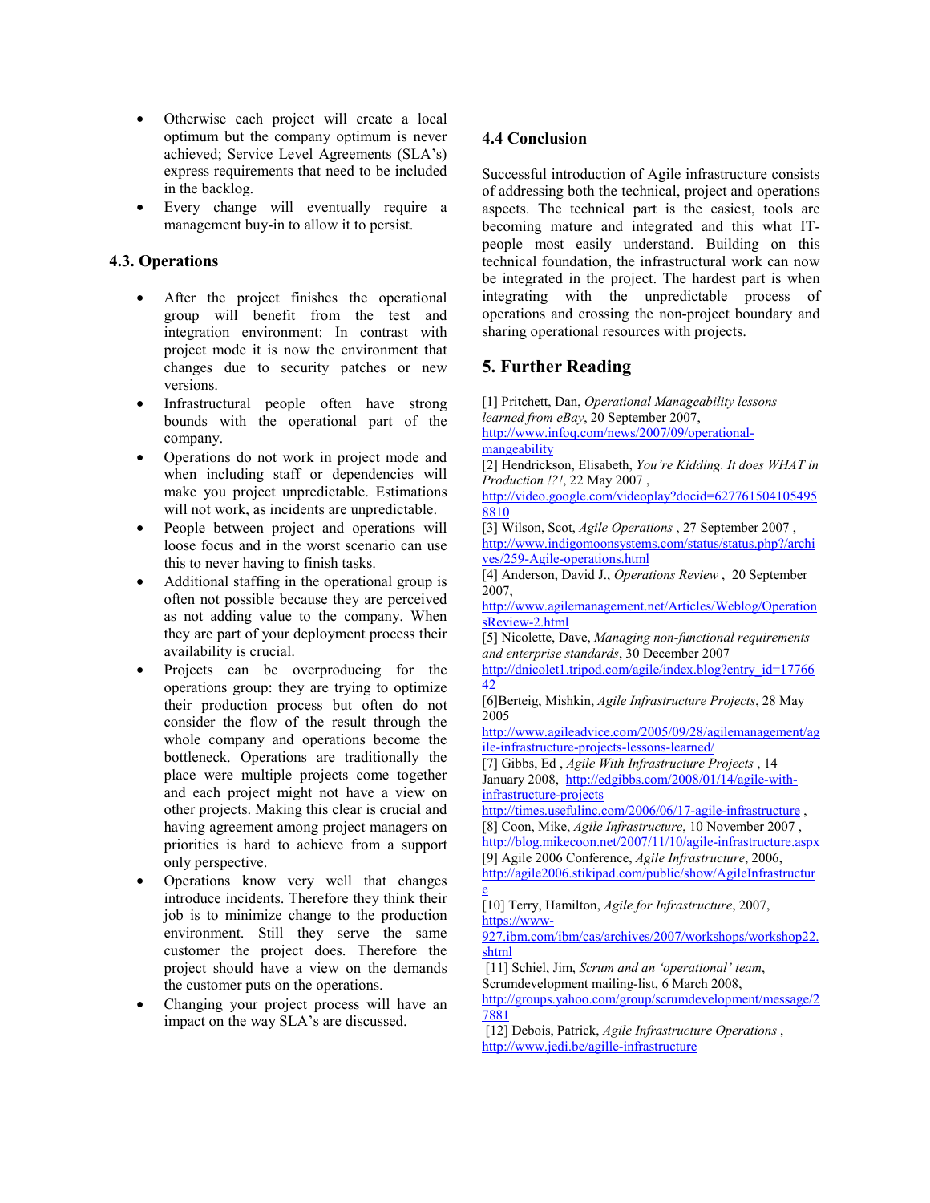- Otherwise each project will create a local optimum but the company optimum is never achieved; Service Level Agreements (SLA's) express requirements that need to be included in the backlog.
- Every change will eventually require a management buy-in to allow it to persist.

### 4.3. Operations

- After the project finishes the operational group will benefit from the test and integration environment: In contrast with project mode it is now the environment that changes due to security patches or new versions.
- Infrastructural people often have strong bounds with the operational part of the company.
- Operations do not work in project mode and when including staff or dependencies will make you project unpredictable. Estimations will not work, as incidents are unpredictable.
- People between project and operations will loose focus and in the worst scenario can use this to never having to finish tasks.
- Additional staffing in the operational group is often not possible because they are perceived as not adding value to the company. When they are part of your deployment process their availability is crucial.
- Projects can be overproducing for the operations group: they are trying to optimize their production process but often do not consider the flow of the result through the whole company and operations become the bottleneck. Operations are traditionally the place were multiple projects come together and each project might not have a view on other projects. Making this clear is crucial and having agreement among project managers on priorities is hard to achieve from a support only perspective.
- Operations know very well that changes introduce incidents. Therefore they think their job is to minimize change to the production environment. Still they serve the same customer the project does. Therefore the project should have a view on the demands the customer puts on the operations.
- Changing your project process will have an impact on the way SLA's are discussed.

### 4.4 Conclusion

Successful introduction of Agile infrastructure consists of addressing both the technical, project and operations aspects. The technical part is the easiest, tools are becoming mature and integrated and this what IT-people most easily understand. Building on this technical foundation, the infrastructural work can now be integrated in the project. The hardest part is when integrating with the unpredictable process of operations and crossing the non-project boundary and sharing operational resources with projects.

## 5. Further Reading

[1] Pritchett, Dan, *Operational Manageability lessons learned from eBay*, 20 September 2007, http://www.infoq.com/news/2007/09/operational-mangeability

[2] Hendrickson, Elisabeth, *You're Kidding. It does WHAT in Production !?!*, 22 May 2007 , http://video.google.com/videoplay?docid=6277615041054958810

[3] Wilson, Scot, *Agile Operations* , 27 September 2007 , http://www.indigomoonsystems.com/status/status.php?/archives/259-Agile-operations.html

[4] Anderson, David J., *Operations Review* , 20 September 2007, http://www.agilemanagement.net/Articles/Weblog/OperationsReview-2.html

[5] Nicolette, Dave, *Managing non-functional requirements and enterprise standards*, 30 December 2007 http://dnicolet1.tripod.com/agile/index.blog?entry_id=1776642

[6]Berteig, Mishkin, *Agile Infrastructure Projects*, 28 May 2005 http://www.agileadvice.com/2005/09/28/agilemanagement/agile-infrastructure-projects-lessons-learned/

[7] Gibbs, Ed , *Agile With Infrastructure Projects* , 14 January 2008, http://edgibbs.com/2008/01/14/agile-with-infrastructure-projects http://times.usefulinc.com/2006/06/17-agile-infrastructure ,

[8] Coon, Mike, *Agile Infrastructure*, 10 November 2007 , http://blog.mikecoon.net/2007/11/10/agile-infrastructure.aspx

[9] Agile 2006 Conference, *Agile Infrastructure*, 2006, http://agile2006.stikipad.com/public/show/AgileInfrastructure

[10] Terry, Hamilton, *Agile for Infrastructure*, 2007, https://www-927.ibm.com/ibm/cas/archives/2007/workshops/workshop22.shtml

[11] Schiel, Jim, *Scrum and an 'operational' team*, Scrumdevelopment mailing-list, 6 March 2008, http://groups.yahoo.com/group/scrumdevelopment/message/27881

[12] Debois, Patrick, *Agile Infrastructure Operations* , http://www.jedi.be/agille-infrastructure